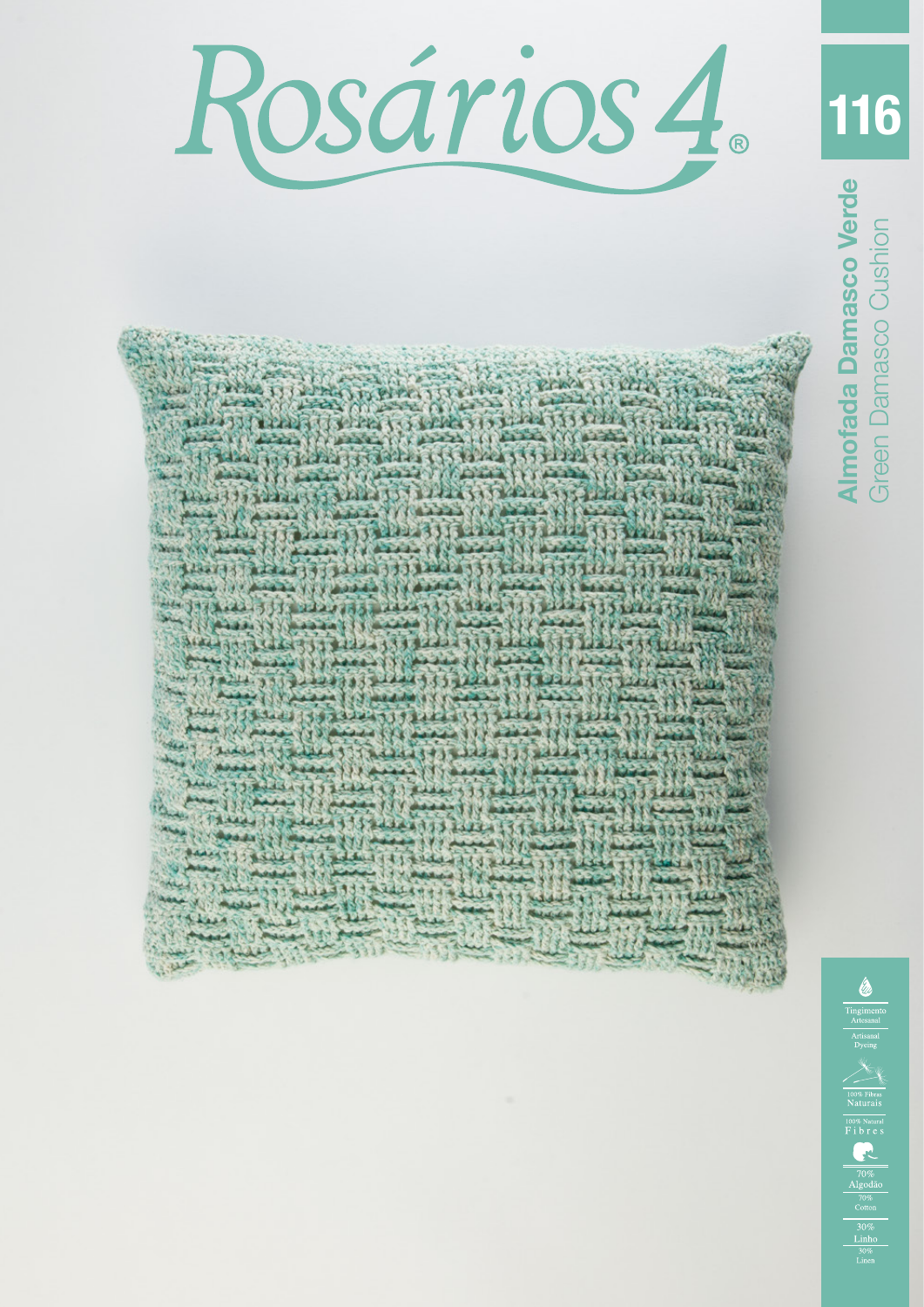# Rosários 4®

**116**

**Almofada Damasco Verde**
Green Damasco Cushion

Tingimento Artesanal
Artisanal Dyeing

100% Fibras Naturais
100% Natural Fibres

70% Algodão
70% Cotton

30% Linho
30% Linen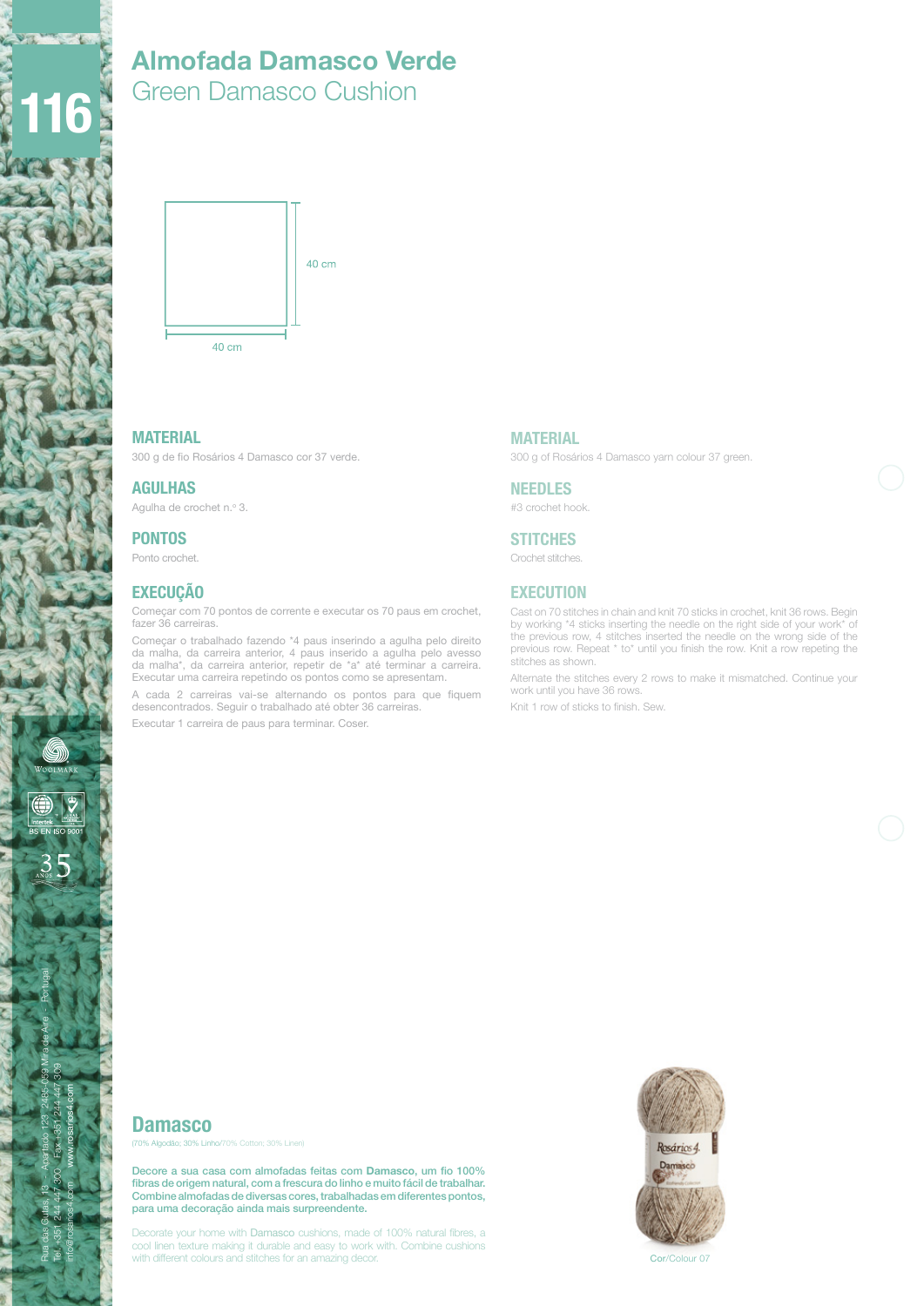# Almofada Damasco Verde

## Green Damasco Cushion

40 cm

40 cm

## MATERIAL

300 g de fio Rosários 4 Damasco cor 37 verde.

## AGULHAS

Agulha de crochet n.º 3.

## PONTOS

Ponto crochet.

## EXECUÇÃO

Começar com 70 pontos de corrente e executar os 70 paus em crochet, fazer 36 carreiras.

Começar o trabalhado fazendo *4 paus inserindo a agulha pelo direito da malha, da carreira anterior, 4 paus inserido a agulha pelo avesso da malha*, da carreira anterior, repetir de *a* até terminar a carreira. Executar uma carreira repetindo os pontos como se apresentam.

A cada 2 carreiras vai-se alternando os pontos para que fiquem desencontrados. Seguir o trabalhado até obter 36 carreiras.

Executar 1 carreira de paus para terminar. Coser.

## MATERIAL

300 g of Rosários 4 Damasco yarn colour 37 green.

## NEEDLES

#3 crochet hook.

## STITCHES

Crochet stitches.

## EXECUTION

Cast on 70 stitches in chain and knit 70 sticks in crochet, knit 36 rows. Begin by working *4 sticks inserting the needle on the right side of your work* of the previous row, 4 stitches inserted the needle on the wrong side of the previous row. Repeat * to* until you finish the row. Knit a row repeting the stitches as shown.

Alternate the stitches every 2 rows to make it mismatched. Continue your work until you have 36 rows.

Knit 1 row of sticks to finish. Sew.

## Damasco

(70% Algodão; 30% Linho/70% Cotton; 30% Linen)

**Decore a sua casa com almofadas feitas com Damasco, um fio 100% fibras de origem natural, com a frescura do linho e muito fácil de trabalhar. Combine almofadas de diversas cores, trabalhadas em diferentes pontos, para uma decoração ainda mais surpreendente.**

Decorate your home with Damasco cushions, made of 100% natural fibres, a cool linen texture making it durable and easy to work with. Combine cushions with different colours and stitches for an amazing decor.

Cor/Colour 07

Rua das Cutlas, 13 – Apartado 123 · 2486-059 Mira de Aire · Portugal
Tel. +351 244 447 300 · Fax +351 244 447 309
info@rosarios4.com www.rosarios4.com